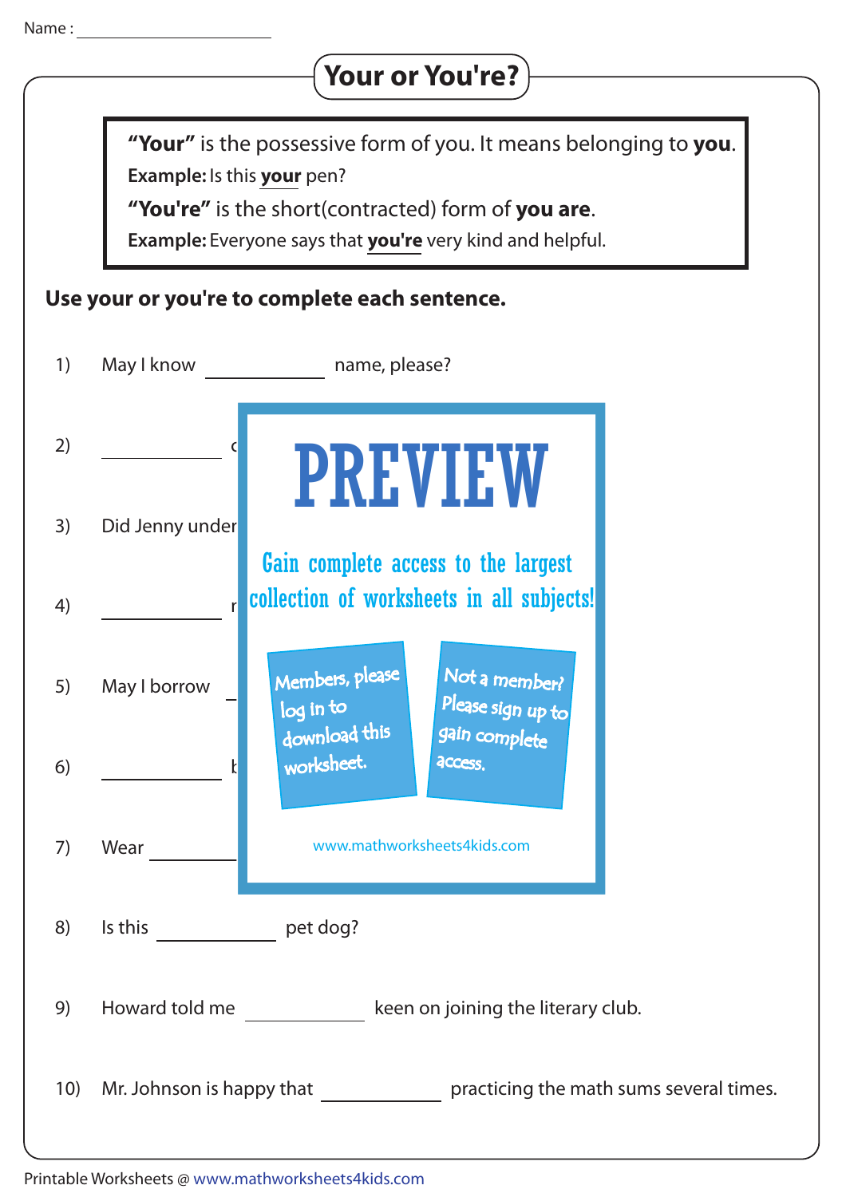Name : ____________________

# Your or You're?

> **"Your"** is the possessive form of you. It means belonging to **you**.
>
> **Example:** Is this **your** pen?
>
> **"You're"** is the short(contracted) form of **you are**.
>
> **Example:** Everyone says that **you're** very kind and helpful.

**Use your or you're to complete each sentence.**

1) May I know __________ name, please?

2) __________ c

3) Did Jenny under

4) __________ r

5) May I borrow

6) __________ b

7) Wear __________

PREVIEW

Gain complete access to the largest collection of worksheets in all subjects!

Members, please log in to download this worksheet.

Not a member? Please sign up to gain complete access.

www.mathworksheets4kids.com

8) Is this __________ pet dog?

9) Howard told me __________ keen on joining the literary club.

10) Mr. Johnson is happy that __________ practicing the math sums several times.

Printable Worksheets @ www.mathworksheets4kids.com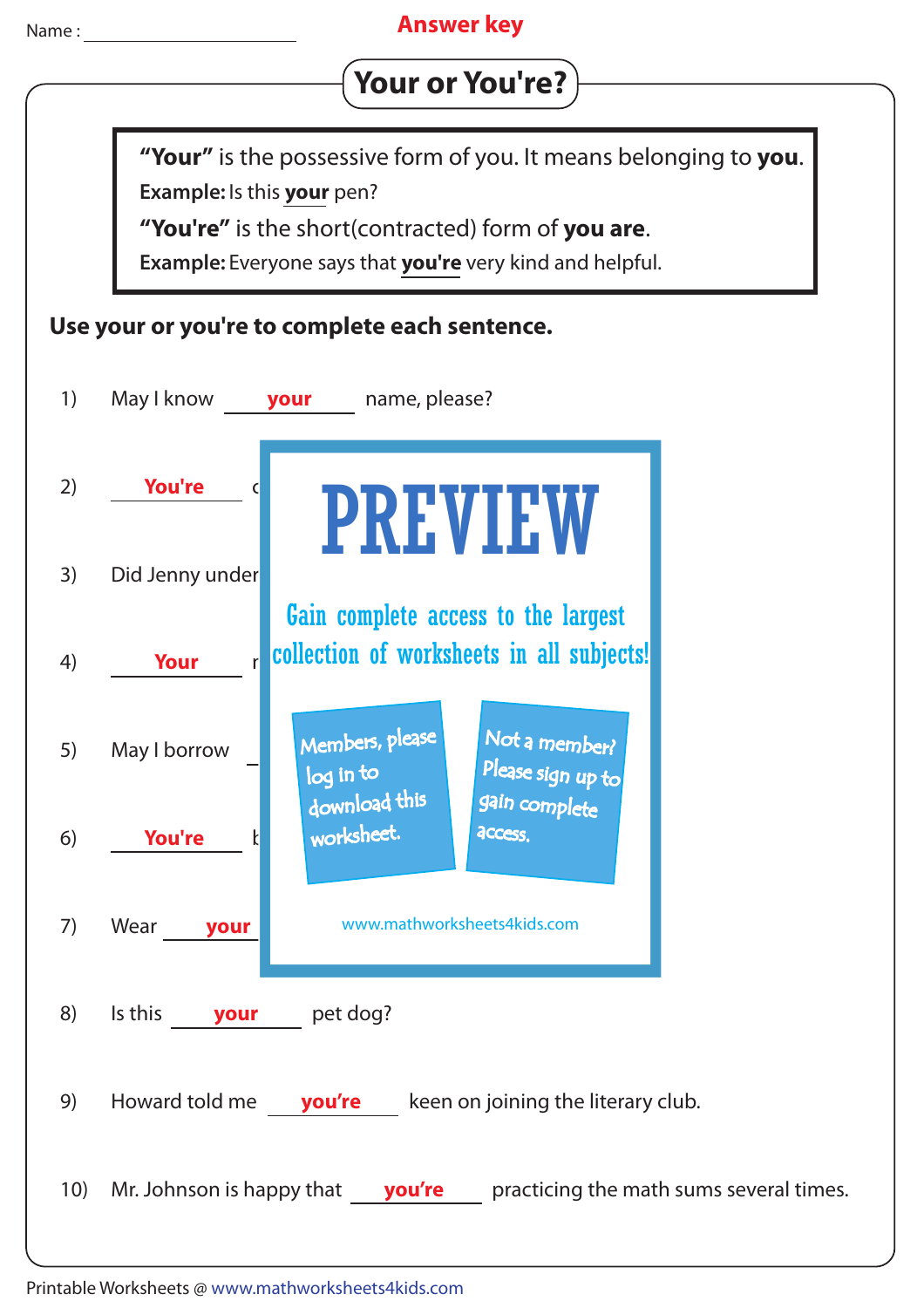Name : ____________________

**Answer key**

# Your or You're?

> **"Your"** is the possessive form of you. It means belonging to **you**.
>
> **Example:** Is this **your** pen?
>
> **"You're"** is the short(contracted) form of **you are**.
>
> **Example:** Everyone says that **you're** very kind and helpful.

**Use your or you're to complete each sentence.**

1) May I know **your** name, please?

2) **You're** c

3) Did Jenny under

4) **Your** r

5) May I borrow

6) **You're** b

7) Wear **your**

8) Is this **your** pet dog?

9) Howard told me **you're** keen on joining the literary club.

10) Mr. Johnson is happy that **you're** practicing the math sums several times.

PREVIEW

Gain complete access to the largest collection of worksheets in all subjects!

Members, please log in to download this worksheet.

Not a member? Please sign up to gain complete access.

www.mathworksheets4kids.com

Printable Worksheets @ www.mathworksheets4kids.com